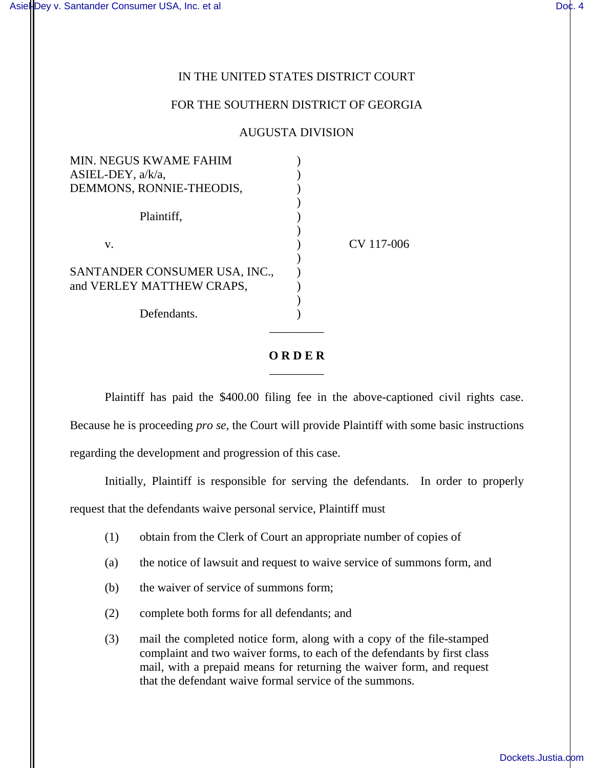IN THE UNITED STATES DISTRICT COURT

FOR THE SOUTHERN DISTRICT OF GEORGIA

AUGUSTA DIVISION

MIN. NEGUS KWAME FAHIM ASIEL-DEY, a/k/a, DEMMONS, RONNIE-THEODIS,

Plaintiff,

v.

SANTANDER CONSUMER USA, INC., and VERLEY MATTHEW CRAPS,

Defendants.

CV 117-006

**O R D E R**

Plaintiff has paid the $400.00 filing fee in the above-captioned civil rights case. Because he is proceeding *pro se*, the Court will provide Plaintiff with some basic instructions regarding the development and progression of this case.

Initially, Plaintiff is responsible for serving the defendants. In order to properly request that the defendants waive personal service, Plaintiff must

(1) obtain from the Clerk of Court an appropriate number of copies of

(a) the notice of lawsuit and request to waive service of summons form, and

(b) the waiver of service of summons form;

(2) complete both forms for all defendants; and

(3) mail the completed notice form, along with a copy of the file-stamped complaint and two waiver forms, to each of the defendants by first class mail, with a prepaid means for returning the waiver form, and request that the defendant waive formal service of the summons.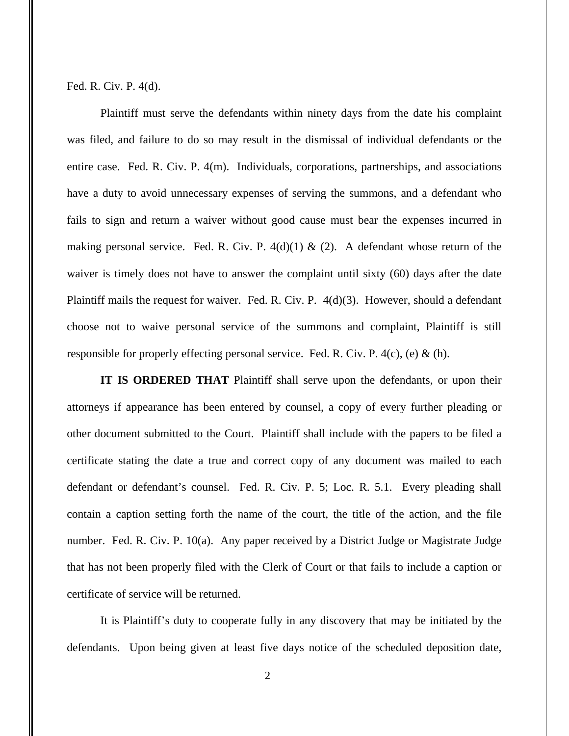Fed. R. Civ. P. 4(d).

Plaintiff must serve the defendants within ninety days from the date his complaint was filed, and failure to do so may result in the dismissal of individual defendants or the entire case. Fed. R. Civ. P. 4(m). Individuals, corporations, partnerships, and associations have a duty to avoid unnecessary expenses of serving the summons, and a defendant who fails to sign and return a waiver without good cause must bear the expenses incurred in making personal service. Fed. R. Civ. P. 4(d)(1) & (2). A defendant whose return of the waiver is timely does not have to answer the complaint until sixty (60) days after the date Plaintiff mails the request for waiver. Fed. R. Civ. P. 4(d)(3). However, should a defendant choose not to waive personal service of the summons and complaint, Plaintiff is still responsible for properly effecting personal service. Fed. R. Civ. P. 4(c), (e) & (h).

**IT IS ORDERED THAT** Plaintiff shall serve upon the defendants, or upon their attorneys if appearance has been entered by counsel, a copy of every further pleading or other document submitted to the Court. Plaintiff shall include with the papers to be filed a certificate stating the date a true and correct copy of any document was mailed to each defendant or defendant's counsel. Fed. R. Civ. P. 5; Loc. R. 5.1. Every pleading shall contain a caption setting forth the name of the court, the title of the action, and the file number. Fed. R. Civ. P. 10(a). Any paper received by a District Judge or Magistrate Judge that has not been properly filed with the Clerk of Court or that fails to include a caption or certificate of service will be returned.

It is Plaintiff's duty to cooperate fully in any discovery that may be initiated by the defendants. Upon being given at least five days notice of the scheduled deposition date,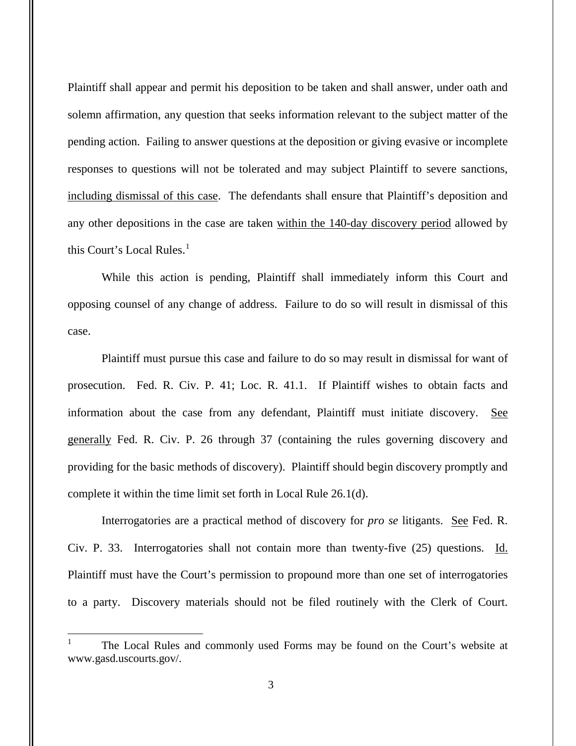Plaintiff shall appear and permit his deposition to be taken and shall answer, under oath and solemn affirmation, any question that seeks information relevant to the subject matter of the pending action. Failing to answer questions at the deposition or giving evasive or incomplete responses to questions will not be tolerated and may subject Plaintiff to severe sanctions, including dismissal of this case. The defendants shall ensure that Plaintiff's deposition and any other depositions in the case are taken within the 140-day discovery period allowed by this Court's Local Rules.[1]

While this action is pending, Plaintiff shall immediately inform this Court and opposing counsel of any change of address. Failure to do so will result in dismissal of this case.

Plaintiff must pursue this case and failure to do so may result in dismissal for want of prosecution. Fed. R. Civ. P. 41; Loc. R. 41.1. If Plaintiff wishes to obtain facts and information about the case from any defendant, Plaintiff must initiate discovery. See generally Fed. R. Civ. P. 26 through 37 (containing the rules governing discovery and providing for the basic methods of discovery). Plaintiff should begin discovery promptly and complete it within the time limit set forth in Local Rule 26.1(d).

Interrogatories are a practical method of discovery for *pro se* litigants. See Fed. R. Civ. P. 33. Interrogatories shall not contain more than twenty-five (25) questions. Id. Plaintiff must have the Court's permission to propound more than one set of interrogatories to a party. Discovery materials should not be filed routinely with the Clerk of Court.

[1] The Local Rules and commonly used Forms may be found on the Court's website at www.gasd.uscourts.gov/.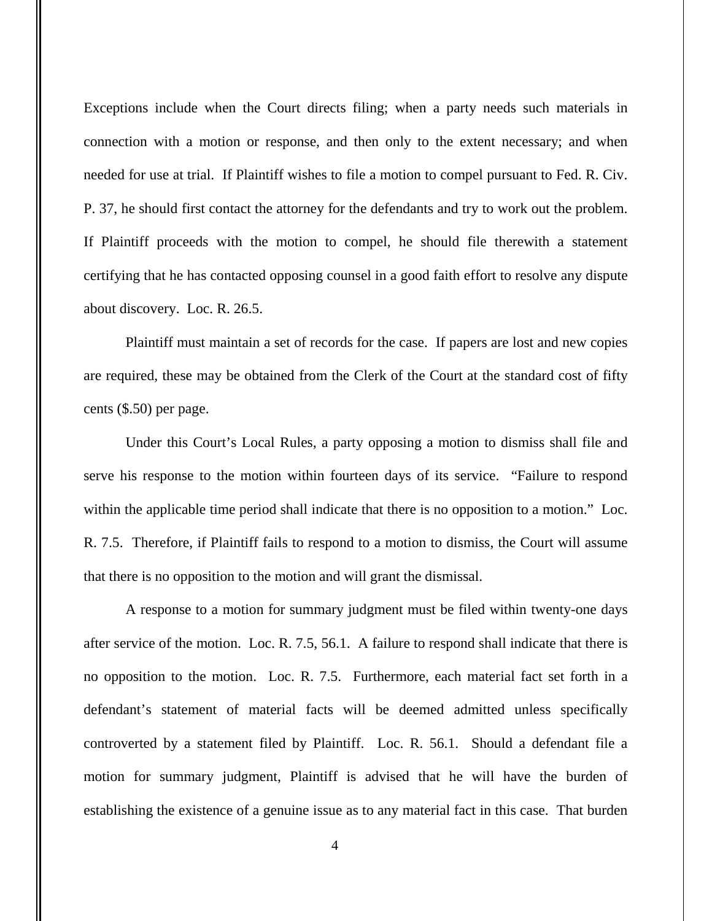Exceptions include when the Court directs filing; when a party needs such materials in connection with a motion or response, and then only to the extent necessary; and when needed for use at trial. If Plaintiff wishes to file a motion to compel pursuant to Fed. R. Civ. P. 37, he should first contact the attorney for the defendants and try to work out the problem. If Plaintiff proceeds with the motion to compel, he should file therewith a statement certifying that he has contacted opposing counsel in a good faith effort to resolve any dispute about discovery. Loc. R. 26.5.

Plaintiff must maintain a set of records for the case. If papers are lost and new copies are required, these may be obtained from the Clerk of the Court at the standard cost of fifty cents ($.50) per page.

Under this Court's Local Rules, a party opposing a motion to dismiss shall file and serve his response to the motion within fourteen days of its service. "Failure to respond within the applicable time period shall indicate that there is no opposition to a motion." Loc. R. 7.5. Therefore, if Plaintiff fails to respond to a motion to dismiss, the Court will assume that there is no opposition to the motion and will grant the dismissal.

A response to a motion for summary judgment must be filed within twenty-one days after service of the motion. Loc. R. 7.5, 56.1. A failure to respond shall indicate that there is no opposition to the motion. Loc. R. 7.5. Furthermore, each material fact set forth in a defendant's statement of material facts will be deemed admitted unless specifically controverted by a statement filed by Plaintiff. Loc. R. 56.1. Should a defendant file a motion for summary judgment, Plaintiff is advised that he will have the burden of establishing the existence of a genuine issue as to any material fact in this case. That burden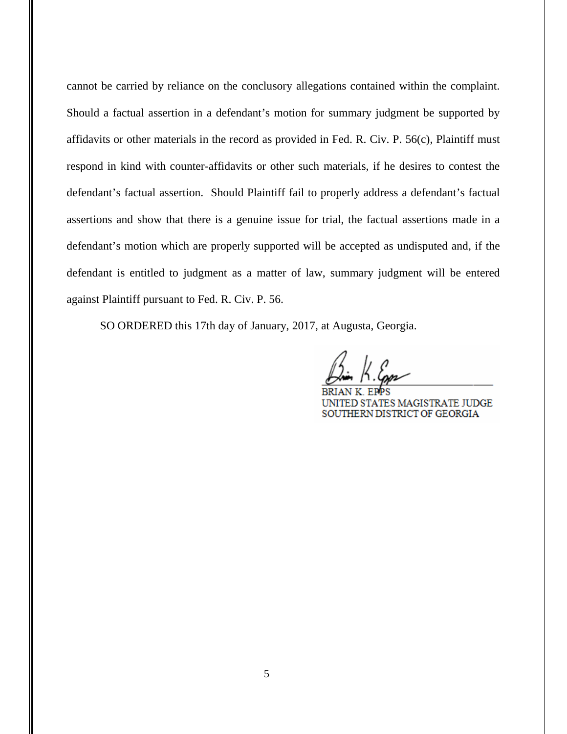cannot be carried by reliance on the conclusory allegations contained within the complaint. Should a factual assertion in a defendant's motion for summary judgment be supported by affidavits or other materials in the record as provided in Fed. R. Civ. P. 56(c), Plaintiff must respond in kind with counter-affidavits or other such materials, if he desires to contest the defendant's factual assertion. Should Plaintiff fail to properly address a defendant's factual assertions and show that there is a genuine issue for trial, the factual assertions made in a defendant's motion which are properly supported will be accepted as undisputed and, if the defendant is entitled to judgment as a matter of law, summary judgment will be entered against Plaintiff pursuant to Fed. R. Civ. P. 56.

SO ORDERED this 17th day of January, 2017, at Augusta, Georgia.

BRIAN K. EPPS
UNITED STATES MAGISTRATE JUDGE
SOUTHERN DISTRICT OF GEORGIA